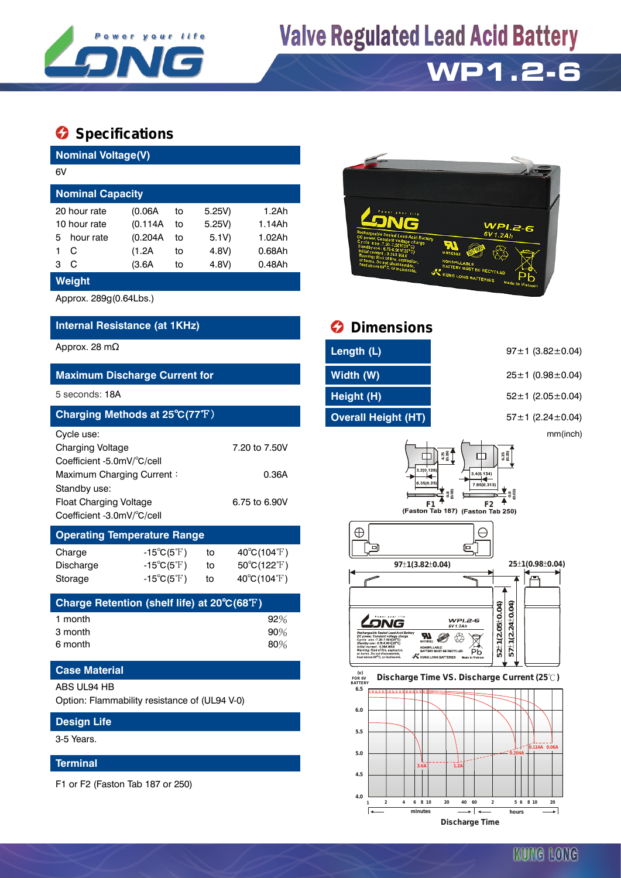# Valve Regulated Lead Acid Battery

## WP1.2-6

## Specifications

### Nominal Voltage(V)

6V

### Nominal Capacity

| | | | | |
|---|---|---|---|---|
| 20 hour rate | (0.06A | to | 5.25V) | 1.2Ah |
| 10 hour rate | (0.114A | to | 5.25V) | 1.14Ah |
| 5 hour rate | (0.204A | to | 5.1V) | 1.02Ah |
| 1 C | (1.2A | to | 4.8V) | 0.68Ah |
| 3 C | (3.6A | to | 4.8V) | 0.48Ah |

### Weight

Approx. 289g(0.64Lbs.)

### Internal Resistance (at 1KHz)

Approx. 28 mΩ

### Maximum Discharge Current for

5 seconds: 18A

### Charging Methods at 25℃(77℉)

Cycle use:

| | |
|---|---|
| Charging Voltage | 7.20 to 7.50V |
| Coefficient -5.0mV/℃/cell | |
| Maximum Charging Current : | 0.36A |

Standby use:

| | |
|---|---|
| Float Charging Voltage | 6.75 to 6.90V |
| Coefficient -3.0mV/℃/cell | |

### Operating Temperature Range

| | | | |
|---|---|---|---|
| Charge | -15℃(5℉) | to | 40℃(104℉) |
| Discharge | -15℃(5℉) | to | 50℃(122℉) |
| Storage | -15℃(5℉) | to | 40℃(104℉) |

### Charge Retention (shelf life) at 20℃(68℉)

| | |
|---|---|
| 1 month | 92% |
| 3 month | 90% |
| 6 month | 80% |

### Case Material

ABS UL94 HB

Option: Flammability resistance of (UL94 V-0)

### Design Life

3-5 Years.

### Terminal

F1 or F2 (Faston Tab 187 or 250)

## Dimensions

| | |
|---|---|
| Length (L) | 97±1 (3.82±0.04) |
| Width (W) | 25±1 (0.98±0.04) |
| Height (H) | 52±1 (2.05±0.04) |
| Overall Height (HT) | 57±1 (2.24±0.04) |

mm(inch)

F1 (Faston Tab 187) F2 (Faston Tab 250)

Discharge Time VS. Discharge Current (25℃)

Discharge Time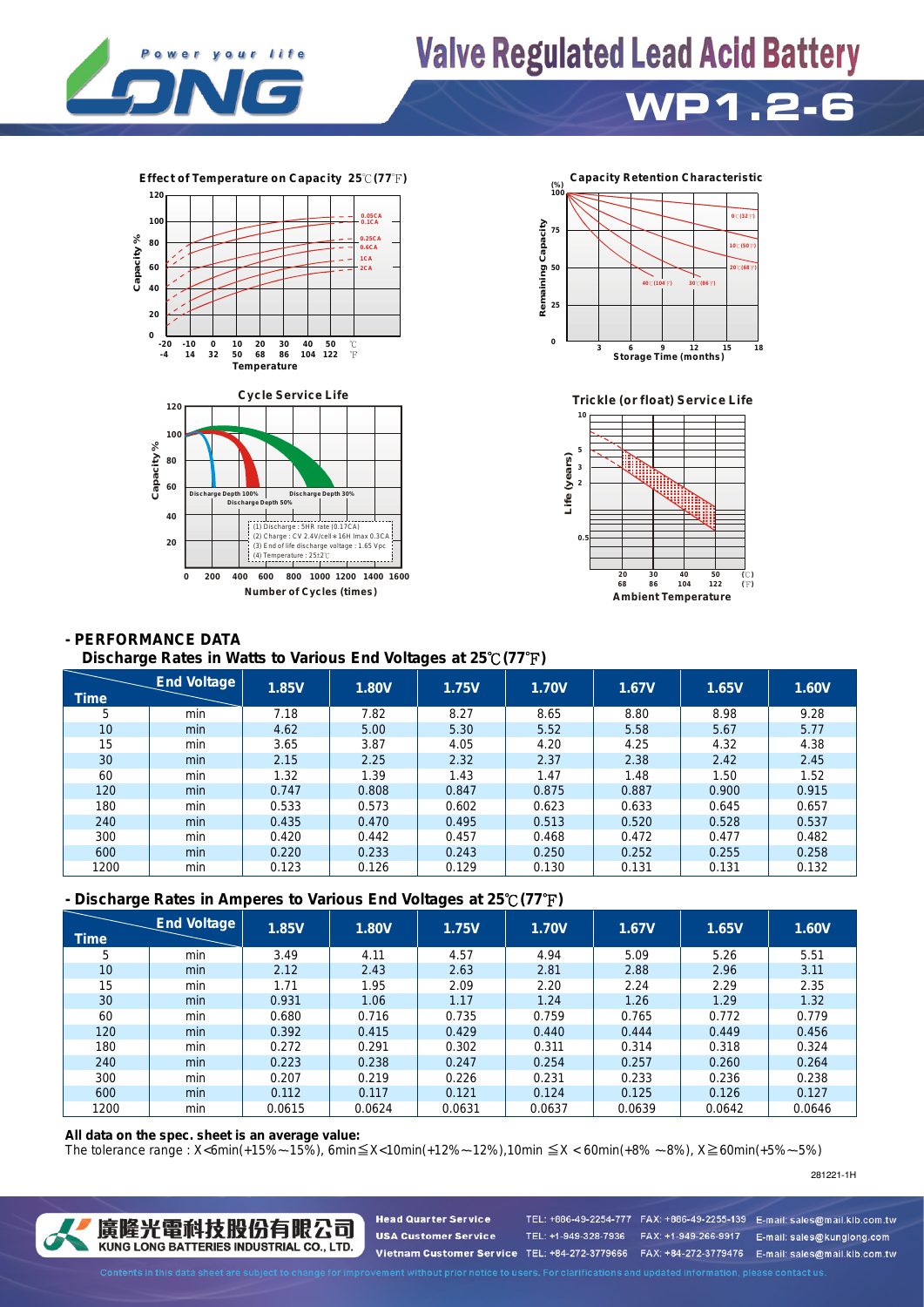# Valve Regulated Lead Acid Battery

## WP1.2-6

**Effect of Temperature on Capacity 25℃(77℉)**

Capacity %

120
100
80
60
40
20
0

0.05CA
0.1CA
0.25CA
0.6CA
1CA
2CA

-20 -10 0 10 20 30 40 50 ℃
-4 14 32 50 68 86 104 122 ℉

Temperature

**Capacity Retention Characteristic**

(%)
100
75
50
25
0

Remaining Capacity

0℃(32℉)
10℃(50℉)
20℃(68℉)
40℃(104℉)
30℃(86℉)

3 6 9 12 15 18

Storage Time (months)

**Cycle Service Life**

Capacity %

120
100
80
60
40
20

Discharge Depth 100%
Discharge Depth 50%
Discharge Depth 30%

(1) Discharge : 5HR rate (0.17CA)
(2) Charge : CV 2.4V/cell＊16H Imax 0.3CA
(3) End of life discharge voltage : 1.65 Vpc
(4) Temperature : 25±2℃

0 200 400 600 800 1000 1200 1400 1600

Number of Cycles (times)

**Trickle (or float) Service Life**

Life (years)

10
5
3
2
0.5

20 30 40 50 (℃)
68 86 104 122 (℉)

Ambient Temperature

## - PERFORMANCE DATA

### Discharge Rates in Watts to Various End Voltages at 25℃(77℉)

| Time | | 1.85V | 1.80V | 1.75V | 1.70V | 1.67V | 1.65V | 1.60V |
|---|---|---|---|---|---|---|---|---|
| 5 | min | 7.18 | 7.82 | 8.27 | 8.65 | 8.80 | 8.98 | 9.28 |
| 10 | min | 4.62 | 5.00 | 5.30 | 5.52 | 5.58 | 5.67 | 5.77 |
| 15 | min | 3.65 | 3.87 | 4.05 | 4.20 | 4.25 | 4.32 | 4.38 |
| 30 | min | 2.15 | 2.25 | 2.32 | 2.37 | 2.38 | 2.42 | 2.45 |
| 60 | min | 1.32 | 1.39 | 1.43 | 1.47 | 1.48 | 1.50 | 1.52 |
| 120 | min | 0.747 | 0.808 | 0.847 | 0.875 | 0.887 | 0.900 | 0.915 |
| 180 | min | 0.533 | 0.573 | 0.602 | 0.623 | 0.633 | 0.645 | 0.657 |
| 240 | min | 0.435 | 0.470 | 0.495 | 0.513 | 0.520 | 0.528 | 0.537 |
| 300 | min | 0.420 | 0.442 | 0.457 | 0.468 | 0.472 | 0.477 | 0.482 |
| 600 | min | 0.220 | 0.233 | 0.243 | 0.250 | 0.252 | 0.255 | 0.258 |
| 1200 | min | 0.123 | 0.126 | 0.129 | 0.130 | 0.131 | 0.131 | 0.132 |

### - Discharge Rates in Amperes to Various End Voltages at 25℃(77℉)

| Time | | 1.85V | 1.80V | 1.75V | 1.70V | 1.67V | 1.65V | 1.60V |
|---|---|---|---|---|---|---|---|---|
| 5 | min | 3.49 | 4.11 | 4.57 | 4.94 | 5.09 | 5.26 | 5.51 |
| 10 | min | 2.12 | 2.43 | 2.63 | 2.81 | 2.88 | 2.96 | 3.11 |
| 15 | min | 1.71 | 1.95 | 2.09 | 2.20 | 2.24 | 2.29 | 2.35 |
| 30 | min | 0.931 | 1.06 | 1.17 | 1.24 | 1.26 | 1.29 | 1.32 |
| 60 | min | 0.680 | 0.716 | 0.735 | 0.759 | 0.765 | 0.772 | 0.779 |
| 120 | min | 0.392 | 0.415 | 0.429 | 0.440 | 0.444 | 0.449 | 0.456 |
| 180 | min | 0.272 | 0.291 | 0.302 | 0.311 | 0.314 | 0.318 | 0.324 |
| 240 | min | 0.223 | 0.238 | 0.247 | 0.254 | 0.257 | 0.260 | 0.264 |
| 300 | min | 0.207 | 0.219 | 0.226 | 0.231 | 0.233 | 0.236 | 0.238 |
| 600 | min | 0.112 | 0.117 | 0.121 | 0.124 | 0.125 | 0.126 | 0.127 |
| 1200 | min | 0.0615 | 0.0624 | 0.0631 | 0.0637 | 0.0639 | 0.0642 | 0.0646 |

**All data on the spec. sheet is an average value:**
The tolerance range : X<6min(+15%~-15%), 6min≦X<10min(+12%~-12%),10min ≦X <60min(+8% ~-8%), X≧60min(+5%~-5%)

281221-1H

廣隆光電科技股份有限公司
KUNG LONG BATTERIES INDUSTRIAL CO., LTD.

| | | | |
|---|---|---|---|
| Head Quarter Service | TEL: +886-49-2254-777 | FAX: +886-49-2255-139 | E-mail: sales@mail.klb.com.tw |
| USA Customer Service | TEL: +1-949-328-7936 | FAX: +1-949-266-8917 | E-mail: sales@kunglong.com |
| Vietnam Customer Service | TEL: +84-272-3779666 | FAX: +84-272-3779476 | E-mail: sales@mail.klb.com.tw |

Contents in this data sheet are subject to change for improvement without prior notice to users. For clarifications and updated information, please contact us.